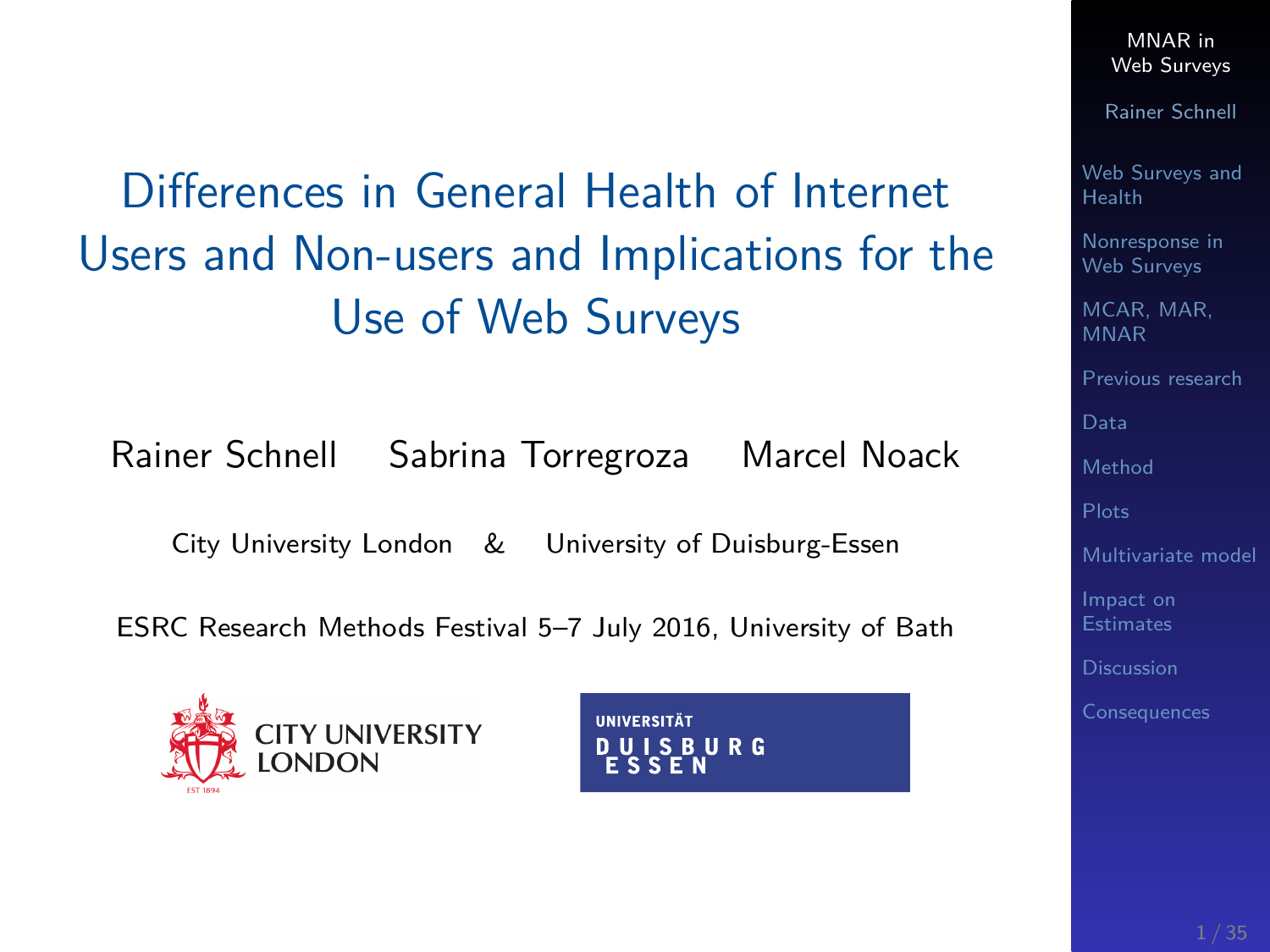# Differences in General Health of Internet Users and Non-users and Implications for the Use of Web Surveys

Rainer Schnell    Sabrina Torregroza    Marcel Noack

City University London & University of Duisburg-Essen

ESRC Research Methods Festival 5–7 July 2016, University of Bath

- Web Surveys and Health
- Nonresponse in Web Surveys
- MCAR, MAR, MNAR
- Previous research
- Data
- Method
- Plots
- Multivariate model
- Impact on Estimates
- Discussion
- Consequences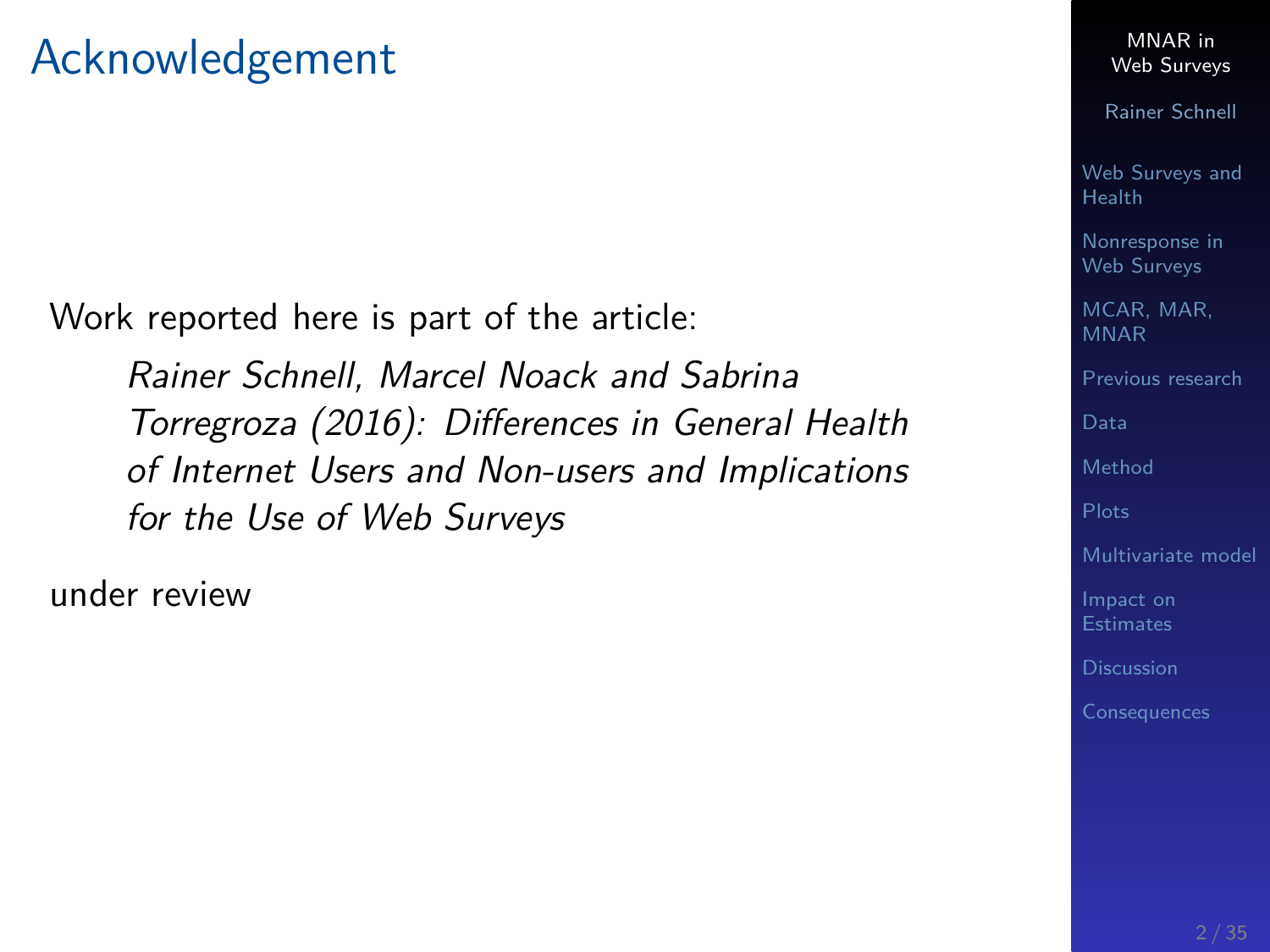# Acknowledgement

Work reported here is part of the article:

> *Rainer Schnell, Marcel Noack and Sabrina Torregroza (2016): Differences in General Health of Internet Users and Non-users and Implications for the Use of Web Surveys*

under review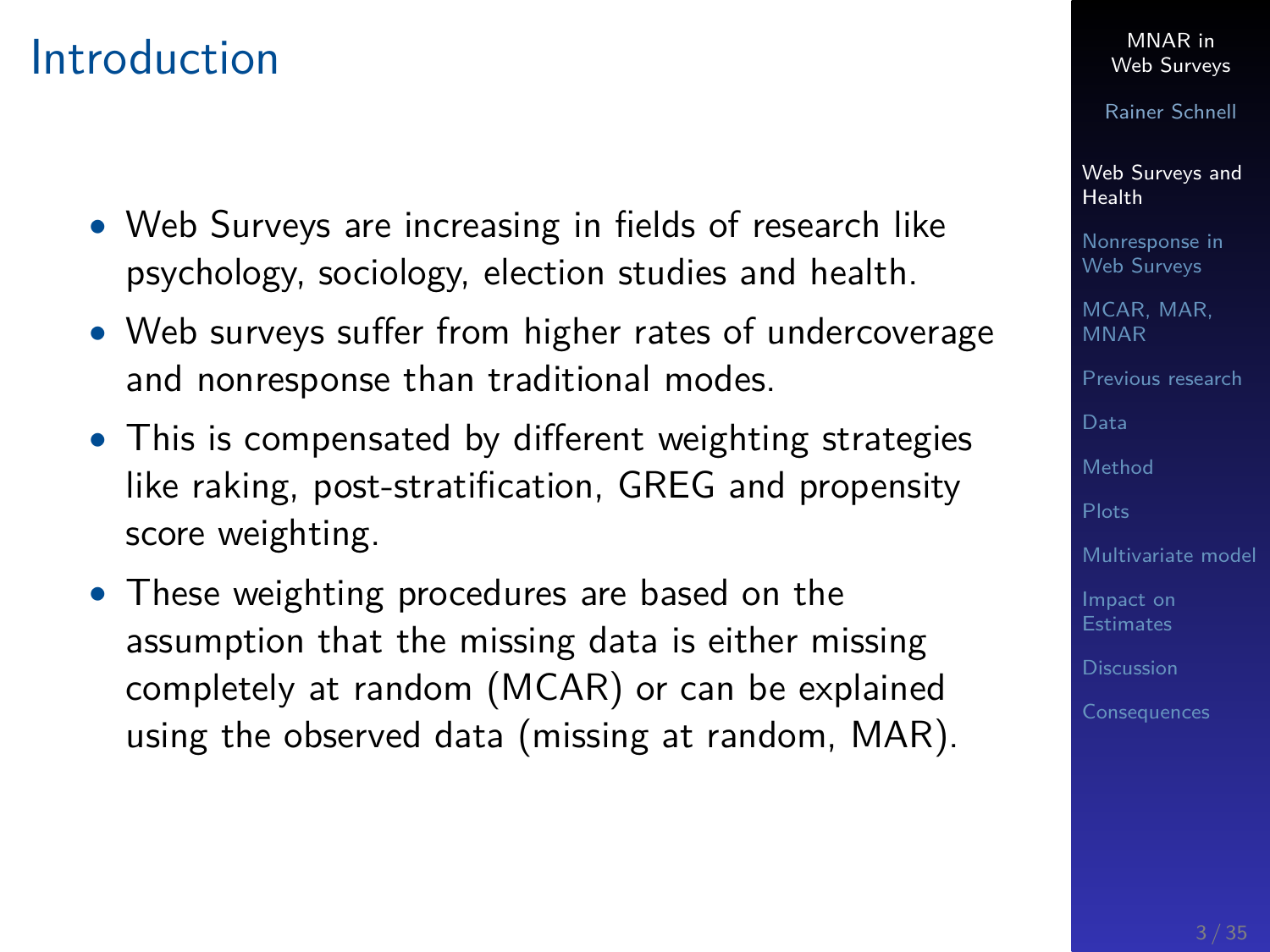# Introduction

- Web Surveys are increasing in fields of research like psychology, sociology, election studies and health.
- Web surveys suffer from higher rates of undercoverage and nonresponse than traditional modes.
- This is compensated by different weighting strategies like raking, post-stratification, GREG and propensity score weighting.
- These weighting procedures are based on the assumption that the missing data is either missing completely at random (MCAR) or can be explained using the observed data (missing at random, MAR).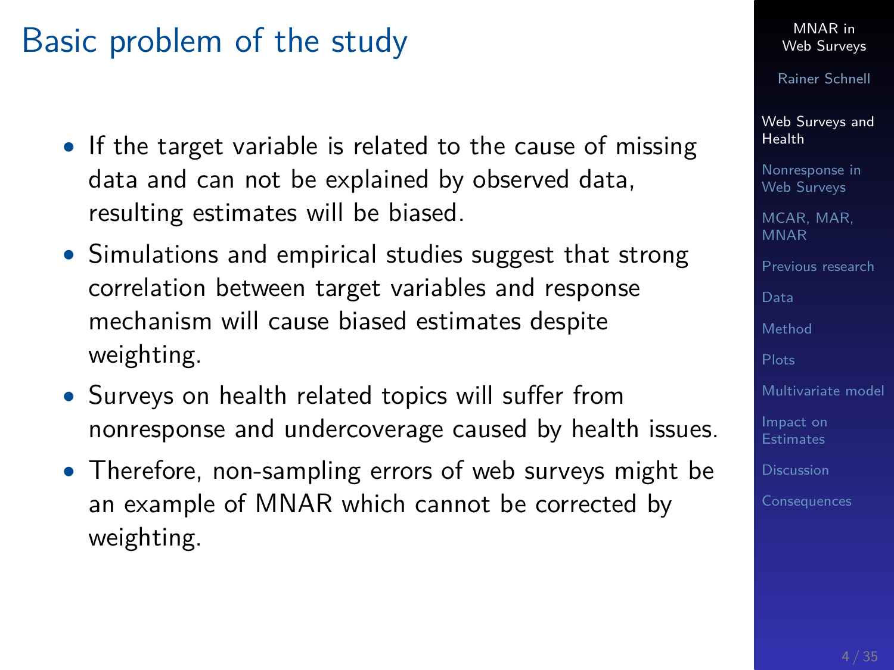# Basic problem of the study

- If the target variable is related to the cause of missing data and can not be explained by observed data, resulting estimates will be biased.
- Simulations and empirical studies suggest that strong correlation between target variables and response mechanism will cause biased estimates despite weighting.
- Surveys on health related topics will suffer from nonresponse and undercoverage caused by health issues.
- Therefore, non-sampling errors of web surveys might be an example of MNAR which cannot be corrected by weighting.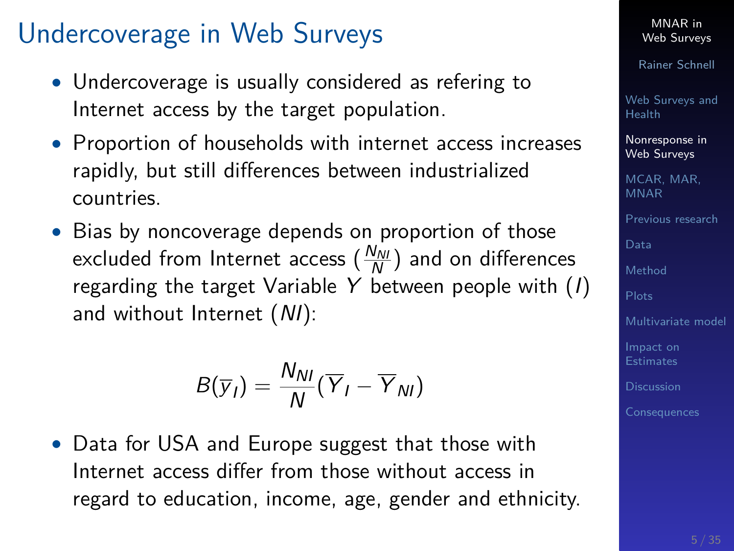# Undercoverage in Web Surveys

- Undercoverage is usually considered as refering to Internet access by the target population.
- Proportion of households with internet access increases rapidly, but still differences between industrialized countries.
- Bias by noncoverage depends on proportion of those excluded from Internet access ($\frac{N_{NI}}{N}$) and on differences regarding the target Variable $Y$ between people with ($I$) and without Internet ($NI$):

$$B(\overline{y}_I) = \frac{N_{NI}}{N}(\overline{Y}_I - \overline{Y}_{NI})$$

- Data for USA and Europe suggest that those with Internet access differ from those without access in regard to education, income, age, gender and ethnicity.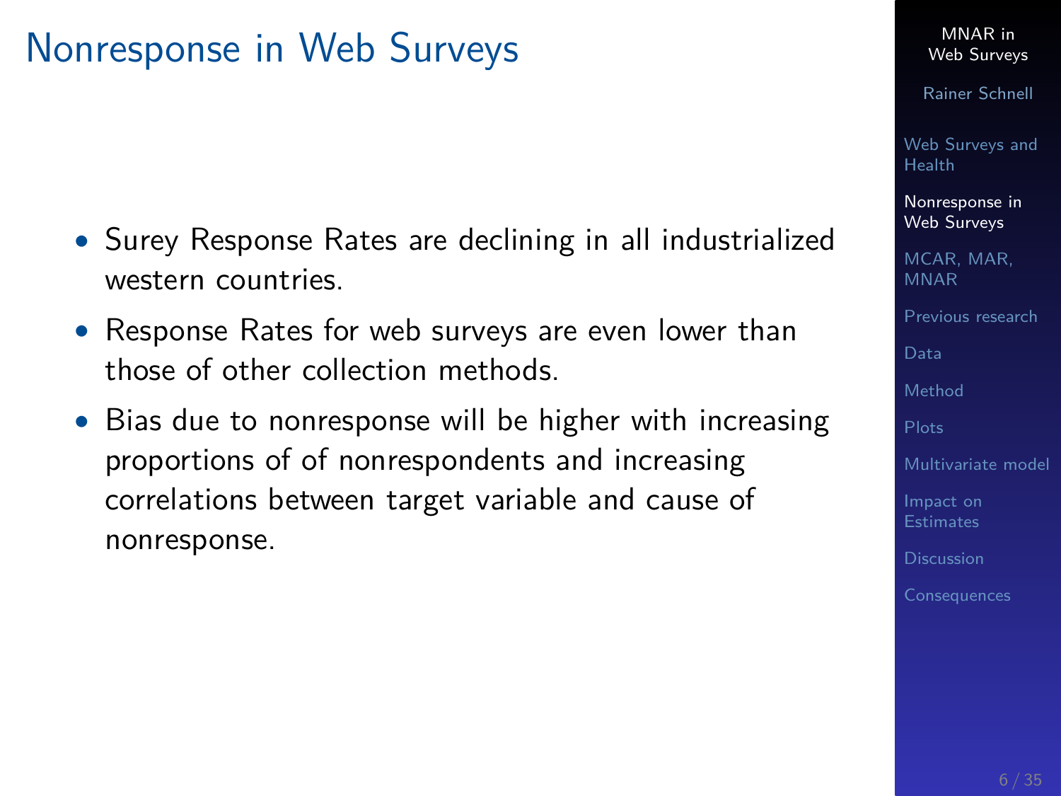# Nonresponse in Web Surveys

- Surey Response Rates are declining in all industrialized western countries.
- Response Rates for web surveys are even lower than those of other collection methods.
- Bias due to nonresponse will be higher with increasing proportions of of nonrespondents and increasing correlations between target variable and cause of nonresponse.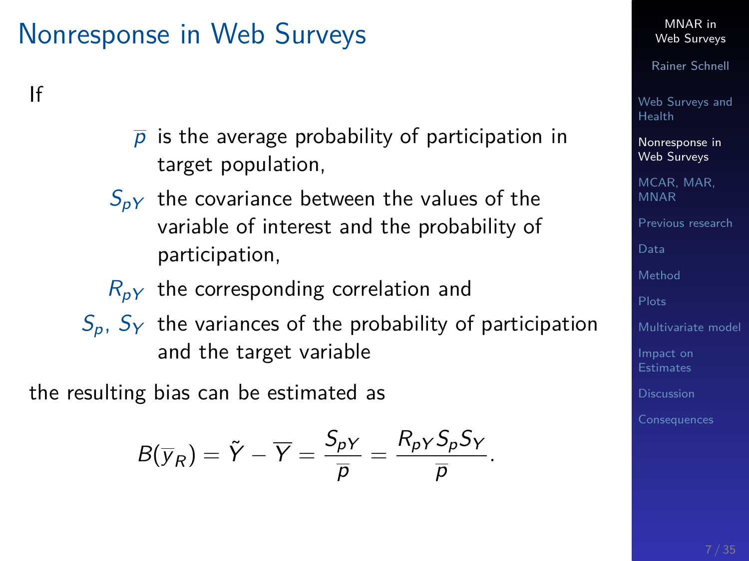# Nonresponse in Web Surveys

If

- $\overline{p}$ is the average probability of participation in target population,
- $S_{pY}$ the covariance between the values of the variable of interest and the probability of participation,
- $R_{pY}$ the corresponding correlation and
- $S_p$, $S_Y$ the variances of the probability of participation and the target variable

the resulting bias can be estimated as

$$B(\overline{y}_R) = \tilde{Y} - \overline{Y} = \frac{S_{pY}}{\overline{p}} = \frac{R_{pY} S_p S_Y}{\overline{p}}.$$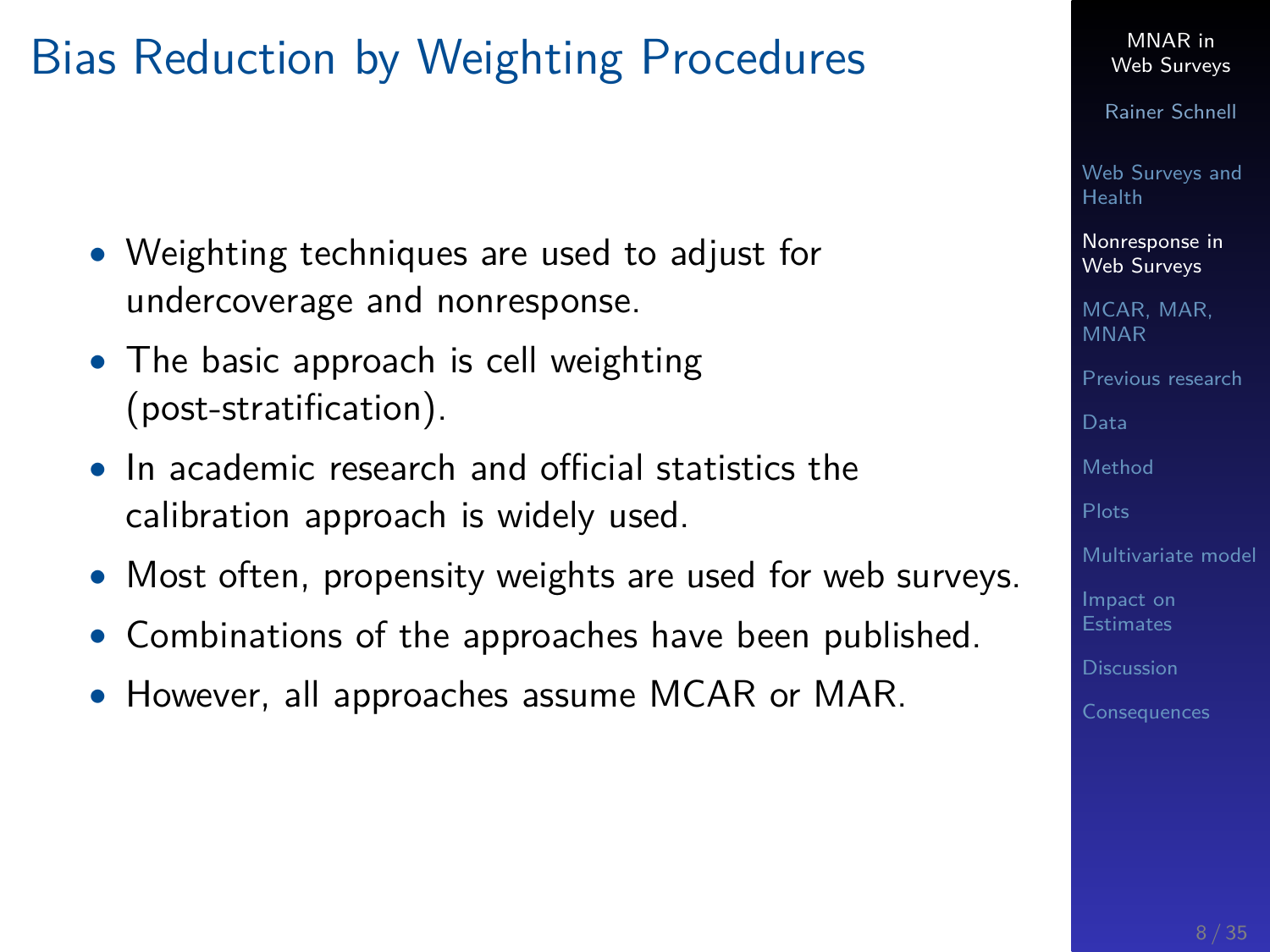# Bias Reduction by Weighting Procedures

- Weighting techniques are used to adjust for undercoverage and nonresponse.
- The basic approach is cell weighting (post-stratification).
- In academic research and official statistics the calibration approach is widely used.
- Most often, propensity weights are used for web surveys.
- Combinations of the approaches have been published.
- However, all approaches assume MCAR or MAR.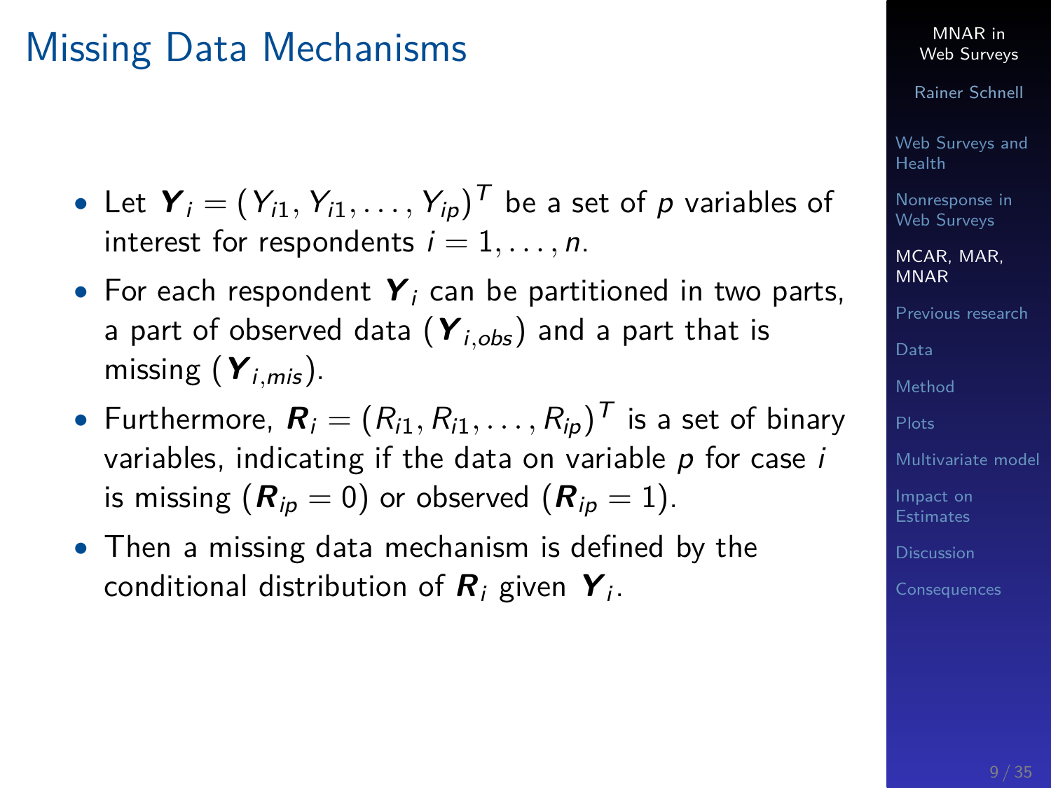# Missing Data Mechanisms

- Let $\boldsymbol{Y}_i = (Y_{i1}, Y_{i1}, \ldots, Y_{ip})^T$ be a set of $p$ variables of interest for respondents $i = 1, \ldots, n$.
- For each respondent $\boldsymbol{Y}_i$ can be partitioned in two parts, a part of observed data ($\boldsymbol{Y}_{i,obs}$) and a part that is missing ($\boldsymbol{Y}_{i,mis}$).
- Furthermore, $\boldsymbol{R}_i = (R_{i1}, R_{i1}, \ldots, R_{ip})^T$ is a set of binary variables, indicating if the data on variable $p$ for case $i$ is missing ($\boldsymbol{R}_{ip} = 0$) or observed ($\boldsymbol{R}_{ip} = 1$).
- Then a missing data mechanism is defined by the conditional distribution of $\boldsymbol{R}_i$ given $\boldsymbol{Y}_i$.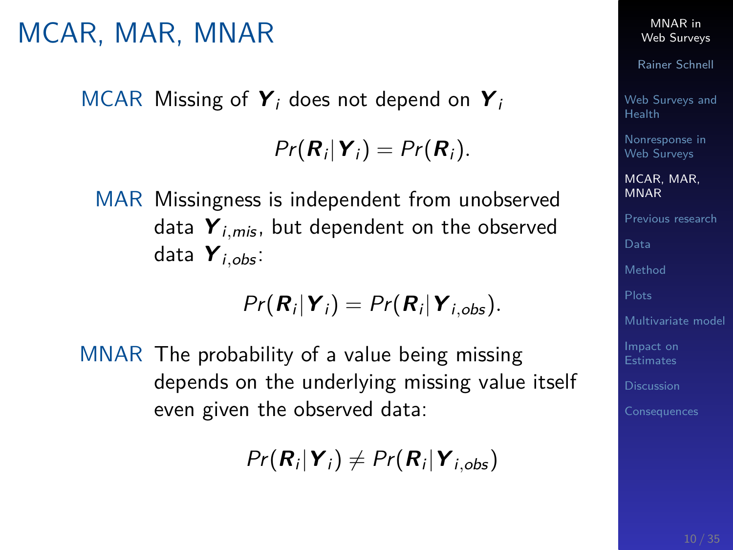# MCAR, MAR, MNAR

**MCAR** Missing of $\boldsymbol{Y}_i$ does not depend on $\boldsymbol{Y}_i$

$$Pr(\boldsymbol{R}_i|\boldsymbol{Y}_i) = Pr(\boldsymbol{R}_i).$$

**MAR** Missingness is independent from unobserved data $\boldsymbol{Y}_{i,mis}$, but dependent on the observed data $\boldsymbol{Y}_{i,obs}$:

$$Pr(\boldsymbol{R}_i|\boldsymbol{Y}_i) = Pr(\boldsymbol{R}_i|\boldsymbol{Y}_{i,obs}).$$

**MNAR** The probability of a value being missing depends on the underlying missing value itself even given the observed data:

$$Pr(\boldsymbol{R}_i|\boldsymbol{Y}_i) \neq Pr(\boldsymbol{R}_i|\boldsymbol{Y}_{i,obs})$$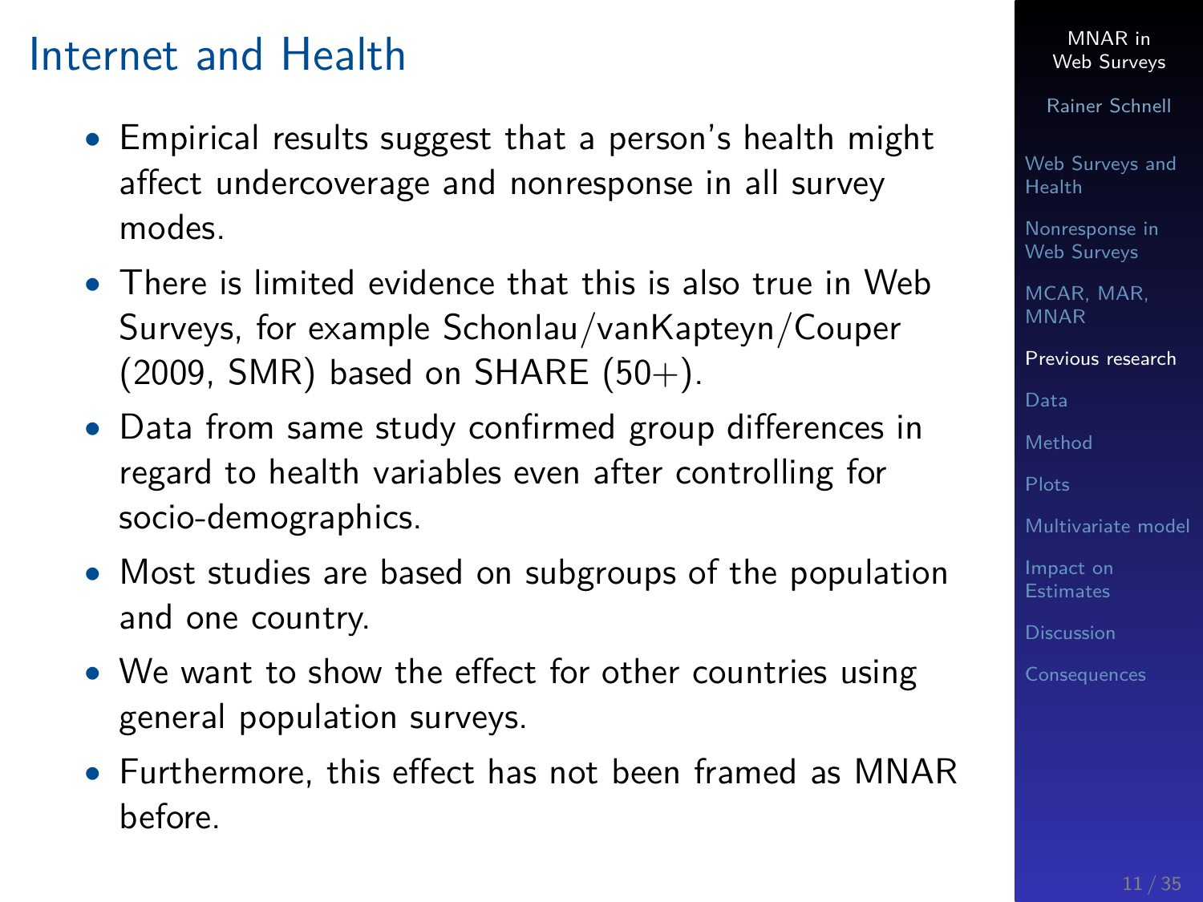# Internet and Health

- Empirical results suggest that a person's health might affect undercoverage and nonresponse in all survey modes.
- There is limited evidence that this is also true in Web Surveys, for example Schonlau/vanKapteyn/Couper (2009, SMR) based on SHARE (50+).
- Data from same study confirmed group differences in regard to health variables even after controlling for socio-demographics.
- Most studies are based on subgroups of the population and one country.
- We want to show the effect for other countries using general population surveys.
- Furthermore, this effect has not been framed as MNAR before.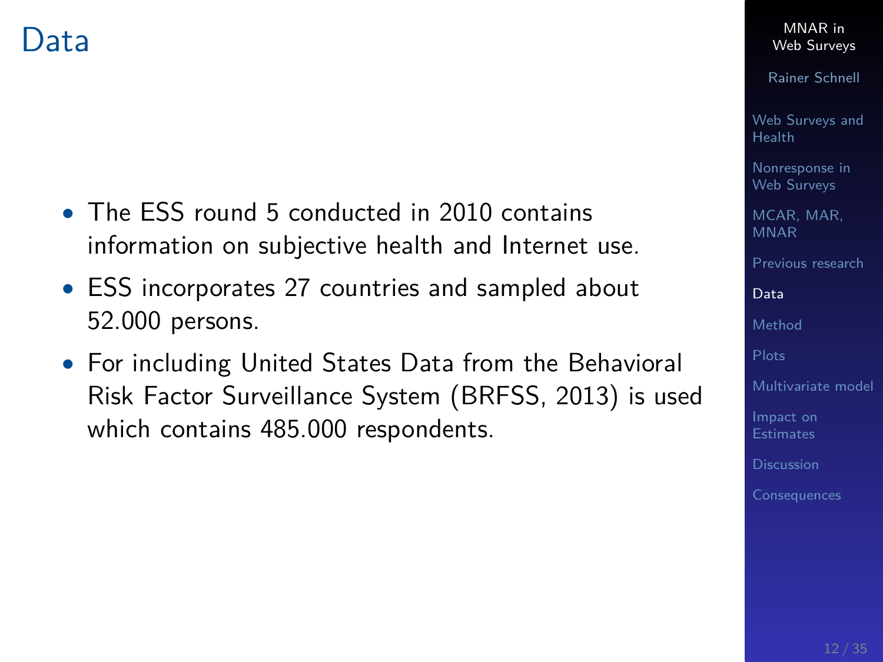# Data

- The ESS round 5 conducted in 2010 contains information on subjective health and Internet use.
- ESS incorporates 27 countries and sampled about 52.000 persons.
- For including United States Data from the Behavioral Risk Factor Surveillance System (BRFSS, 2013) is used which contains 485.000 respondents.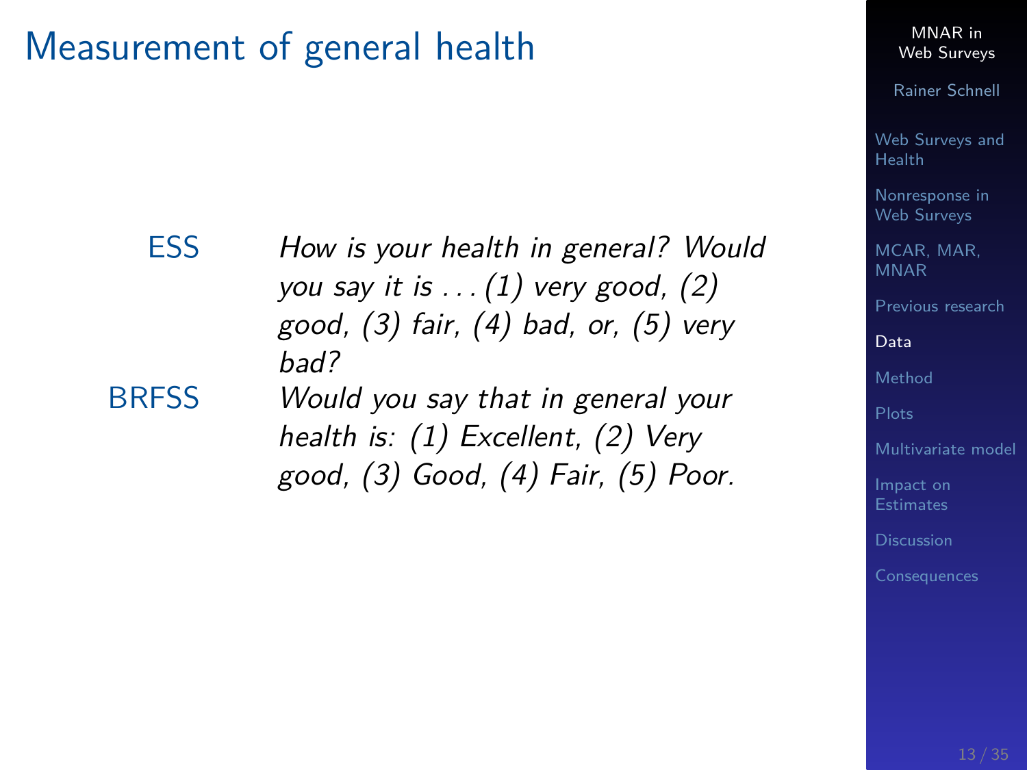# Measurement of general health

| | |
|---|---|
| ESS | *How is your health in general? Would you say it is . . . (1) very good, (2) good, (3) fair, (4) bad, or, (5) very bad?* |
| BRFSS | *Would you say that in general your health is: (1) Excellent, (2) Very good, (3) Good, (4) Fair, (5) Poor.* |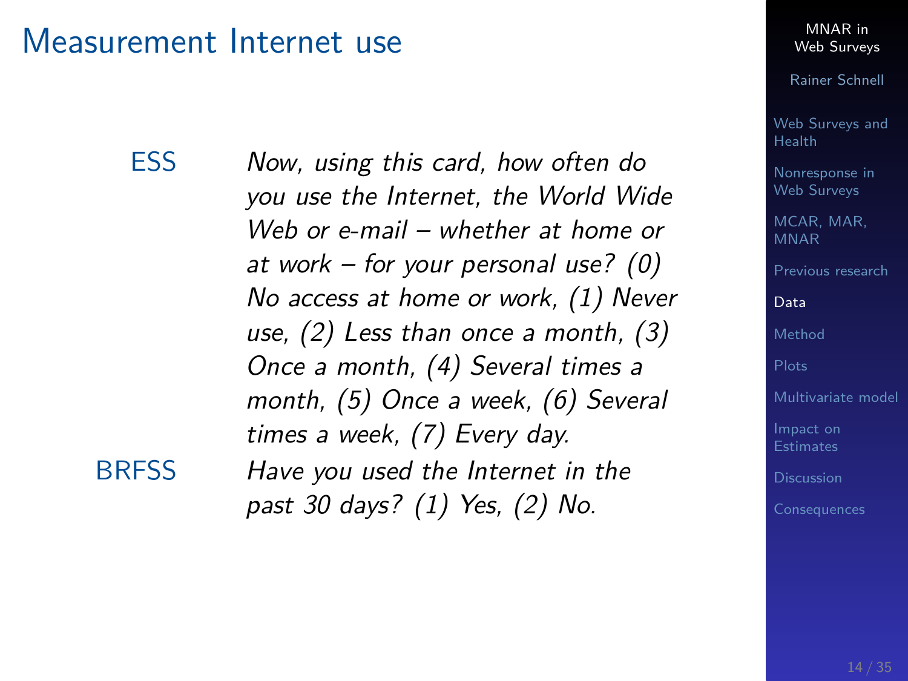# Measurement Internet use

| | |
|---|---|
| ESS | *Now, using this card, how often do you use the Internet, the World Wide Web or e-mail – whether at home or at work – for your personal use? (0) No access at home or work, (1) Never use, (2) Less than once a month, (3) Once a month, (4) Several times a month, (5) Once a week, (6) Several times a week, (7) Every day.* |
| BRFSS | *Have you used the Internet in the past 30 days? (1) Yes, (2) No.* |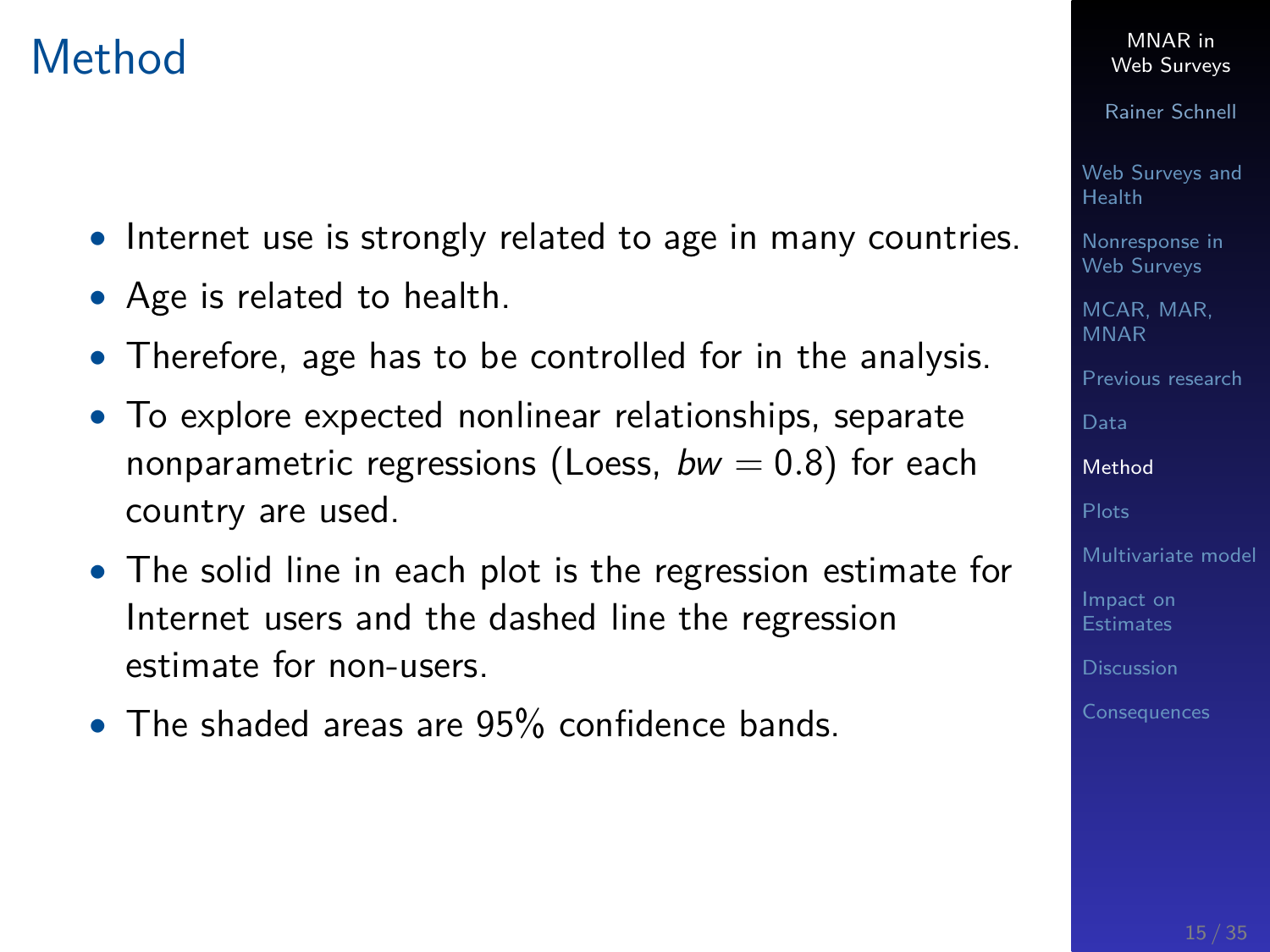# Method

- Internet use is strongly related to age in many countries.
- Age is related to health.
- Therefore, age has to be controlled for in the analysis.
- To explore expected nonlinear relationships, separate nonparametric regressions (Loess, $bw = 0.8$) for each country are used.
- The solid line in each plot is the regression estimate for Internet users and the dashed line the regression estimate for non-users.
- The shaded areas are 95% confidence bands.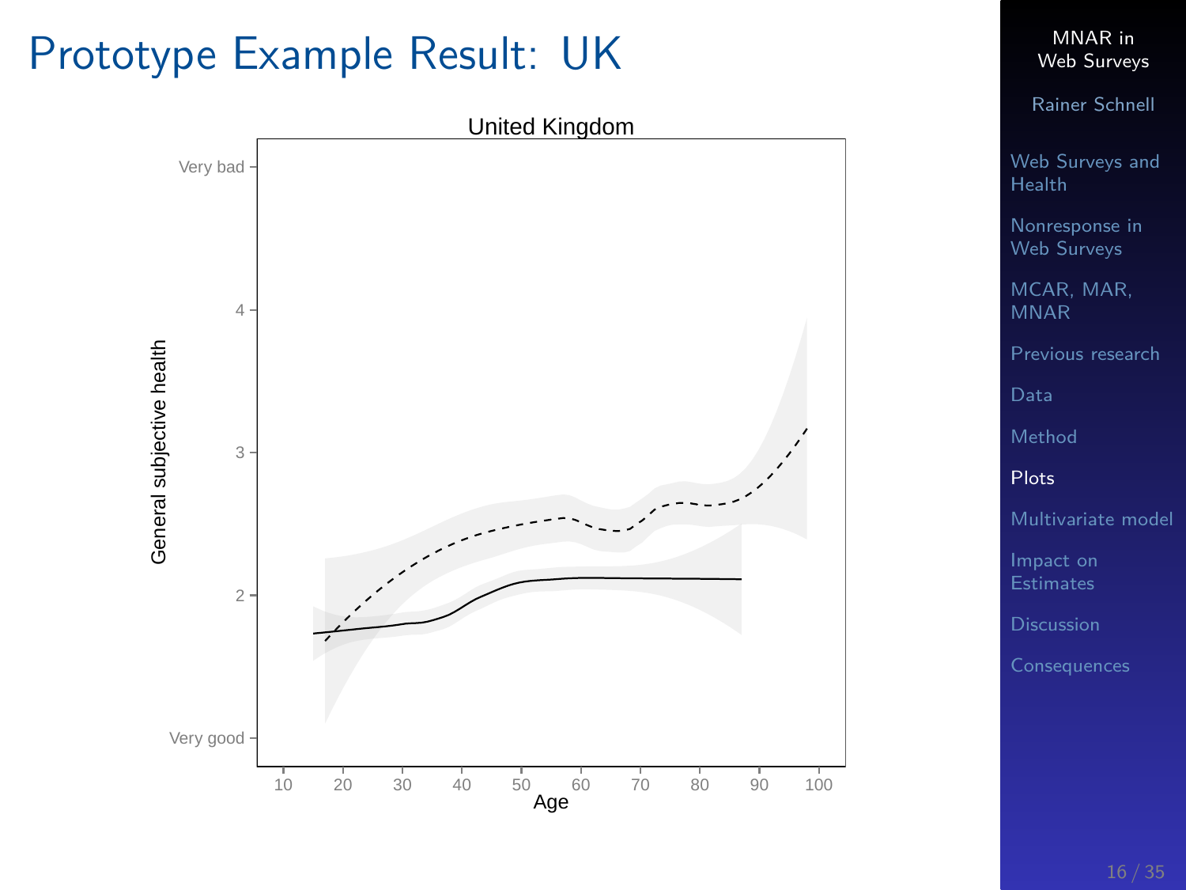# Prototype Example Result: UK

United Kingdom

General subjective health

Very bad

4

3

2

Very good

10 20 30 40 50 60 70 80 90 100

Age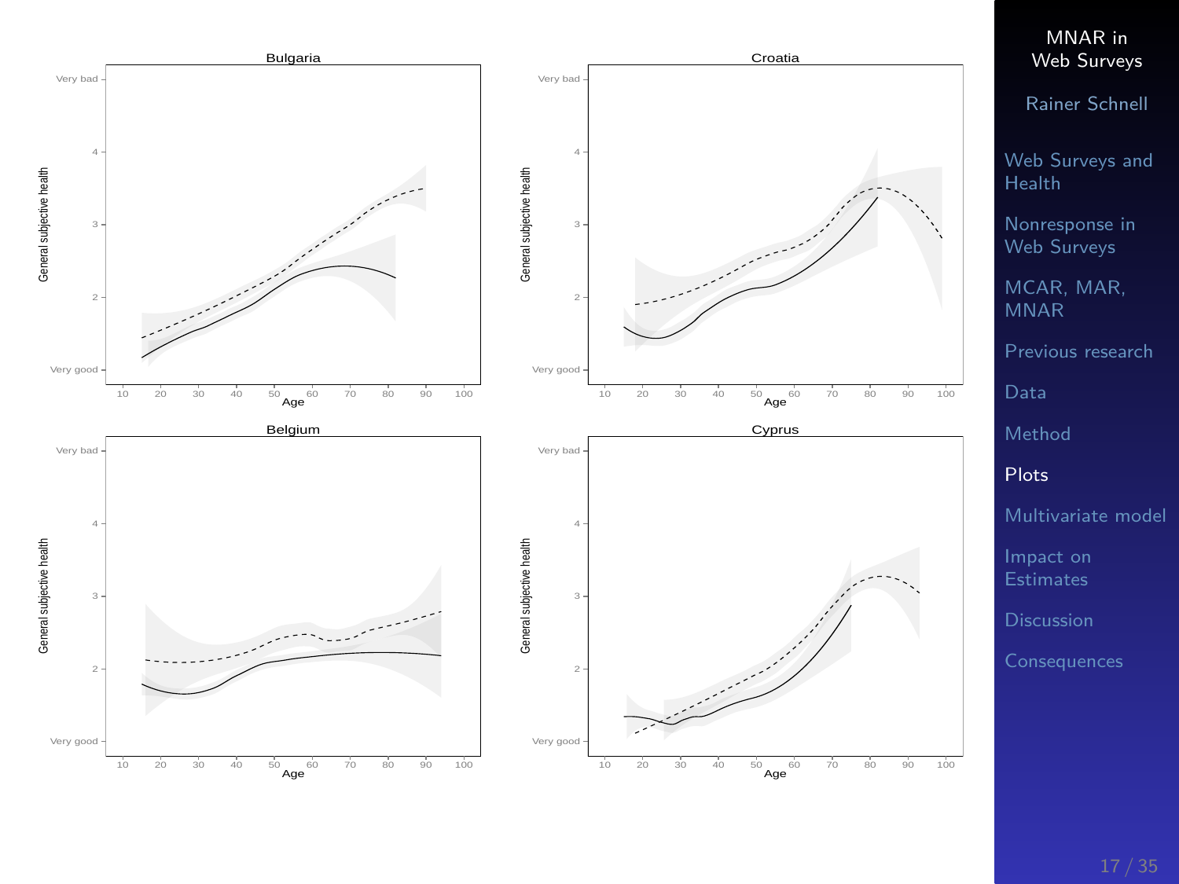## Bulgaria

General subjective health (Very good – 2 – 3 – 4 – Very bad) vs. Age (10–100)

## Croatia

General subjective health (Very good – 2 – 3 – 4 – Very bad) vs. Age (10–100)

## Belgium

General subjective health (Very good – 2 – 3 – 4 – Very bad) vs. Age (10–100)

## Cyprus

General subjective health (Very good – 2 – 3 – 4 – Very bad) vs. Age (10–100)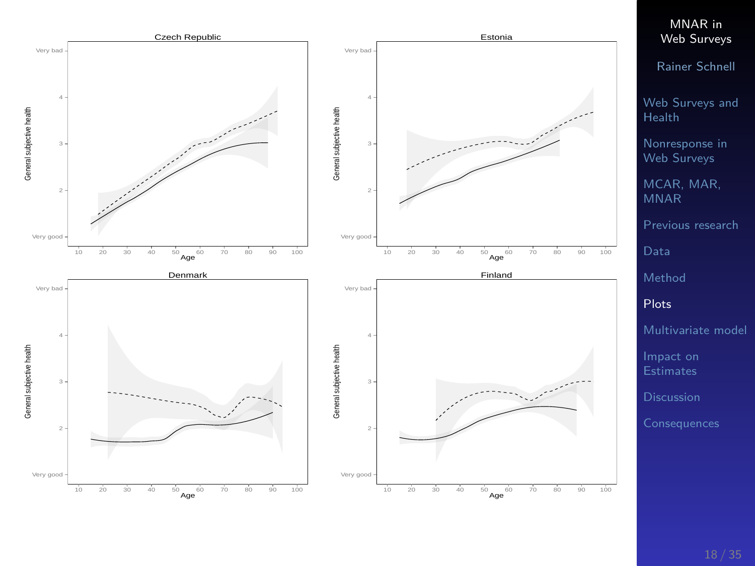Czech Republic

Estonia

Denmark

Finland

General subjective health (Very good – 2 – 3 – 4 – Very bad)

Age (10–100)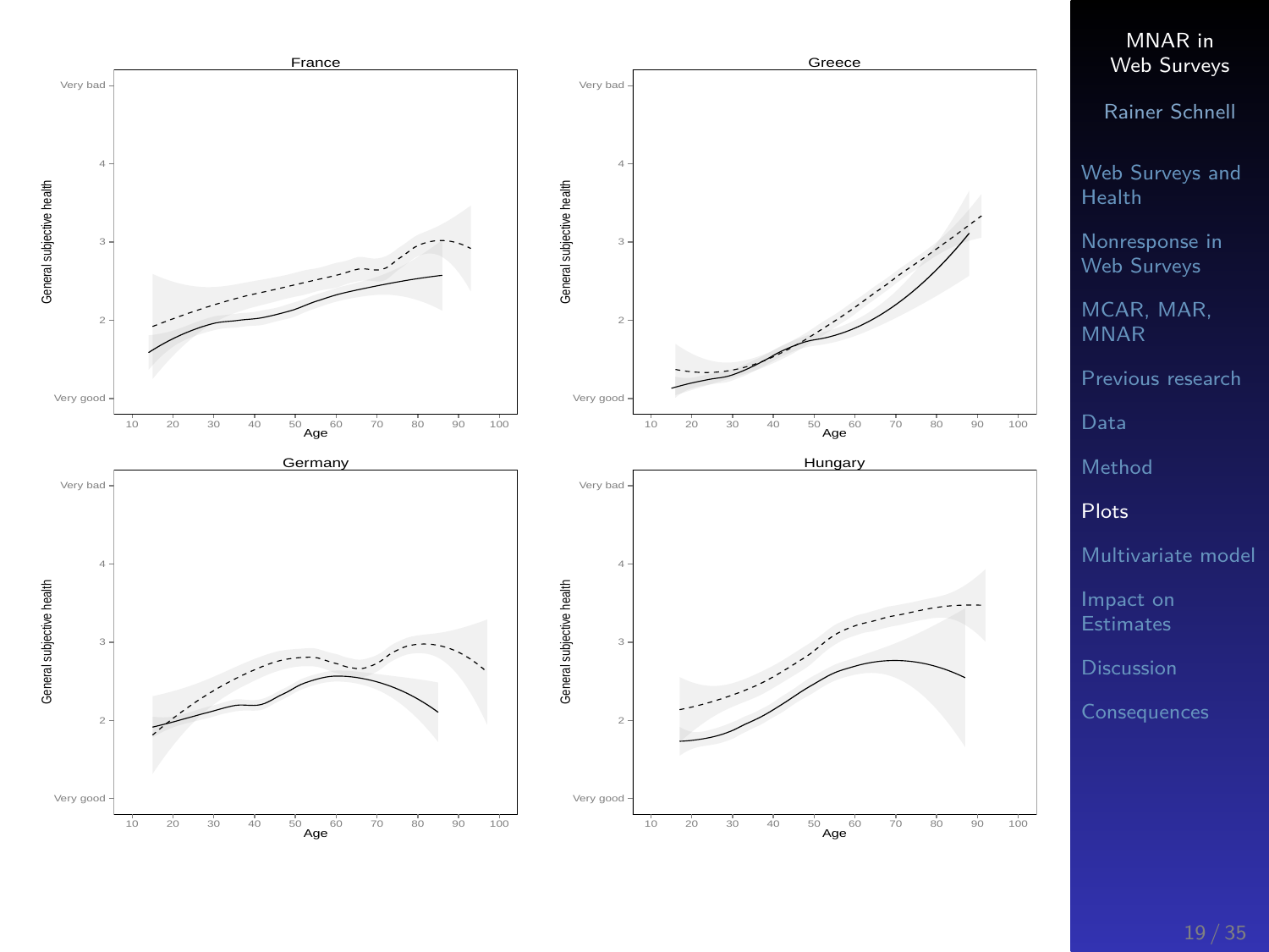## France

General subjective health (Very good – 2 – 3 – 4 – Very bad) by Age (10–100)

## Greece

General subjective health (Very good – 2 – 3 – 4 – Very bad) by Age (10–100)

## Germany

General subjective health (Very good – 2 – 3 – 4 – Very bad) by Age (10–100)

## Hungary

General subjective health (Very good – 2 – 3 – 4 – Very bad) by Age (10–100)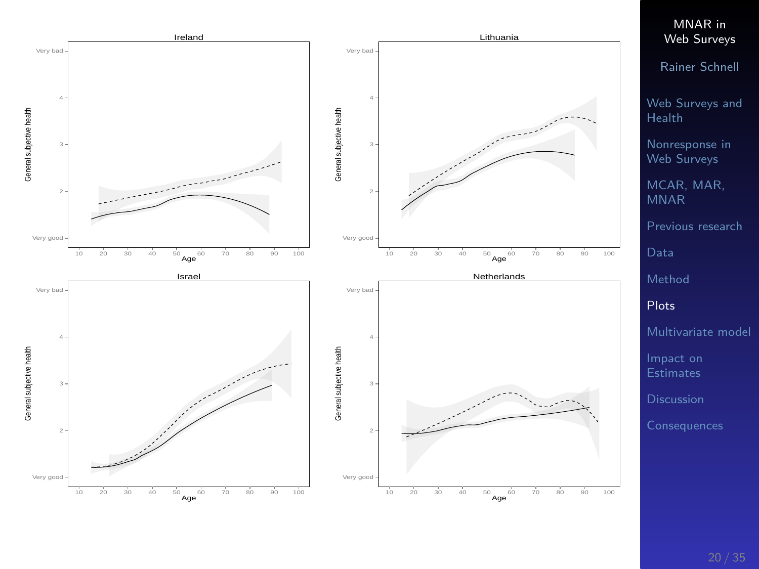### Ireland

General subjective health (Very good – 2 – 3 – 4 – Very bad) by Age (10–100)

### Lithuania

General subjective health (Very good – 2 – 3 – 4 – Very bad) by Age (10–100)

### Israel

General subjective health (Very good – 2 – 3 – 4 – Very bad) by Age (10–100)

### Netherlands

General subjective health (Very good – 2 – 3 – 4 – Very bad) by Age (10–100)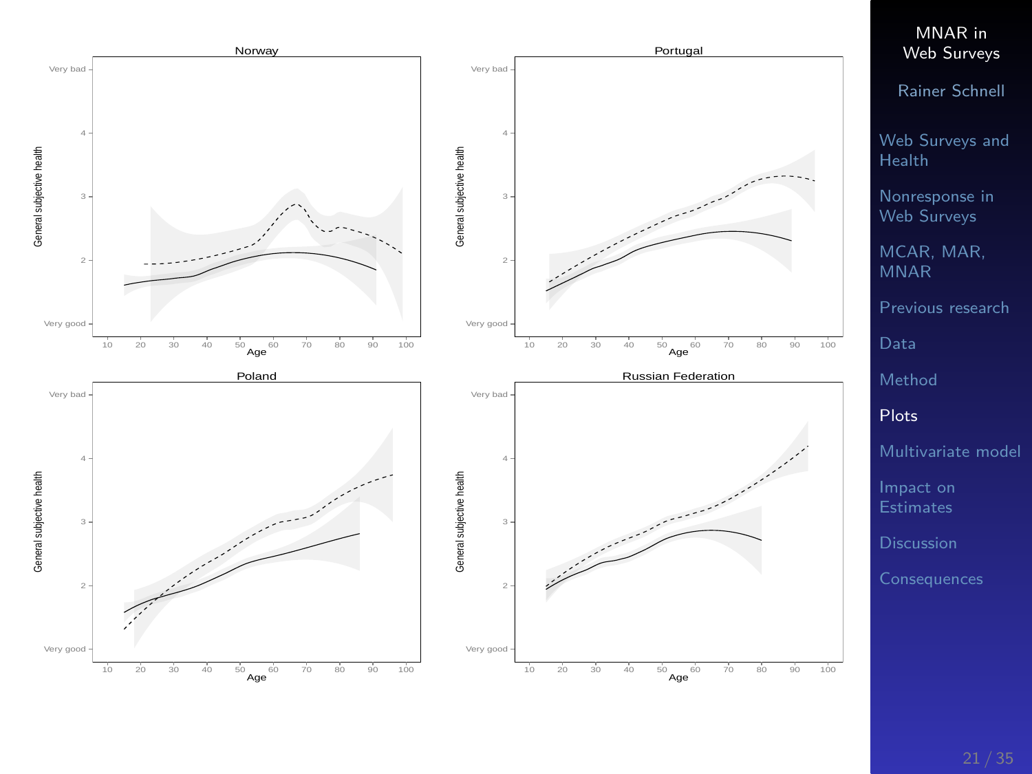Norway

Portugal

Poland

Russian Federation

General subjective health

Very bad, 4, 3, 2, Very good

Age

10 20 30 40 50 60 70 80 90 100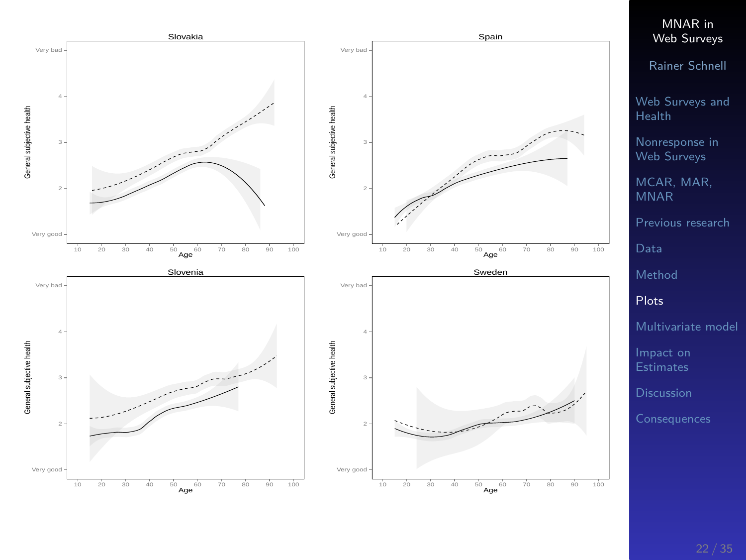Slovakia

Very bad, 4, 3, 2, Very good — General subjective health

Age: 10 20 30 40 50 60 70 80 90 100

Spain

Very bad, 4, 3, 2, Very good — General subjective health

Age: 10 20 30 40 50 60 70 80 90 100

Slovenia

Very bad, 4, 3, 2, Very good — General subjective health

Age: 10 20 30 40 50 60 70 80 90 100

Sweden

Very bad, 4, 3, 2, Very good — General subjective health

Age: 10 20 30 40 50 60 70 80 90 100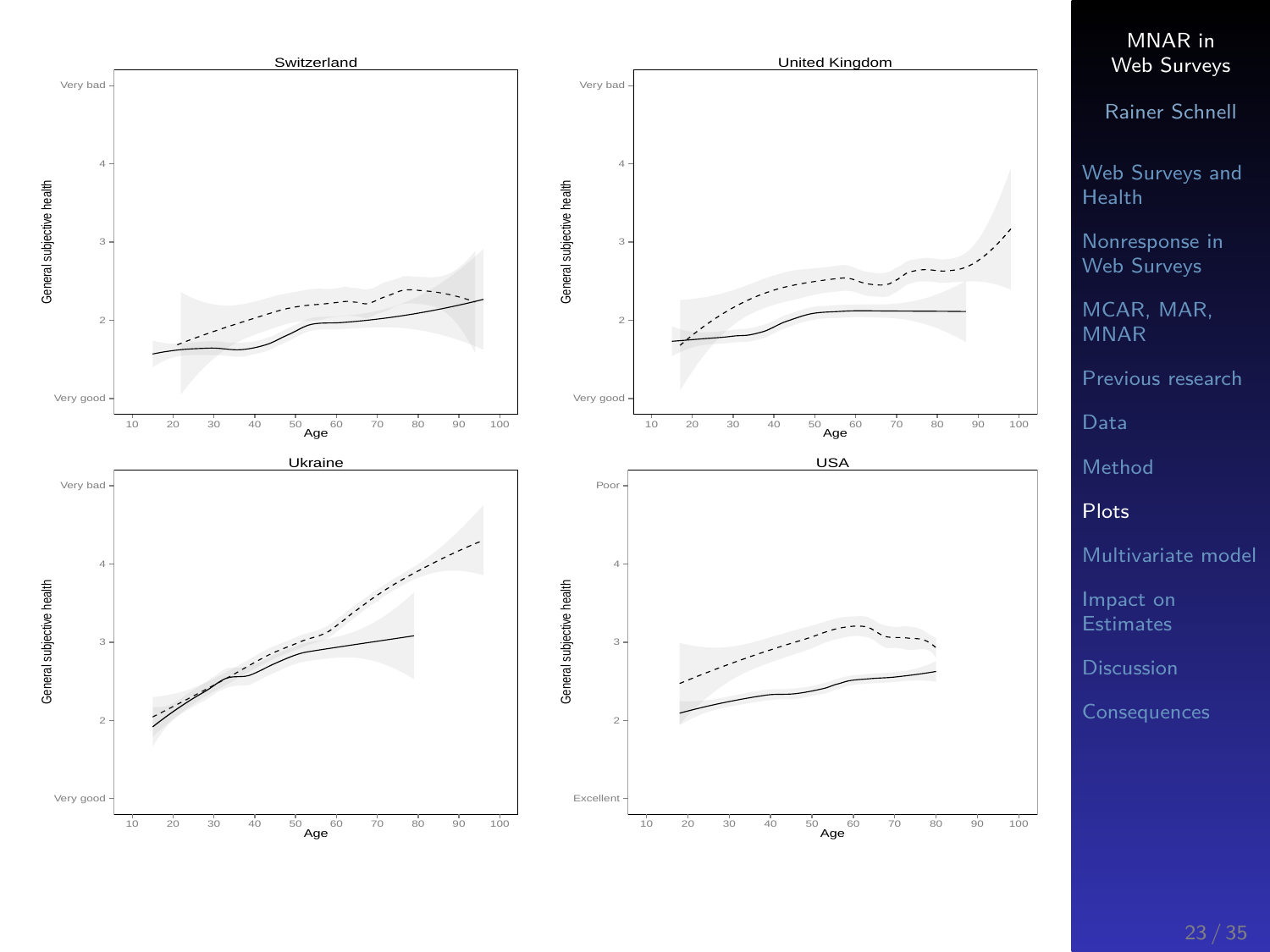Switzerland

United Kingdom

Ukraine

USA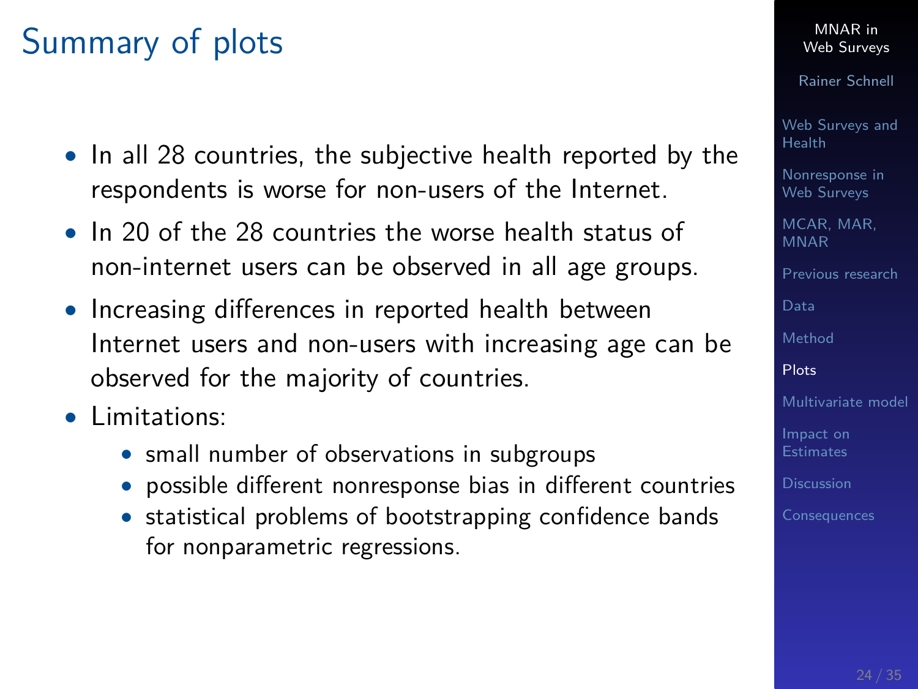# Summary of plots

- In all 28 countries, the subjective health reported by the respondents is worse for non-users of the Internet.
- In 20 of the 28 countries the worse health status of non-internet users can be observed in all age groups.
- Increasing differences in reported health between Internet users and non-users with increasing age can be observed for the majority of countries.
- Limitations:
  - small number of observations in subgroups
  - possible different nonresponse bias in different countries
  - statistical problems of bootstrapping confidence bands for nonparametric regressions.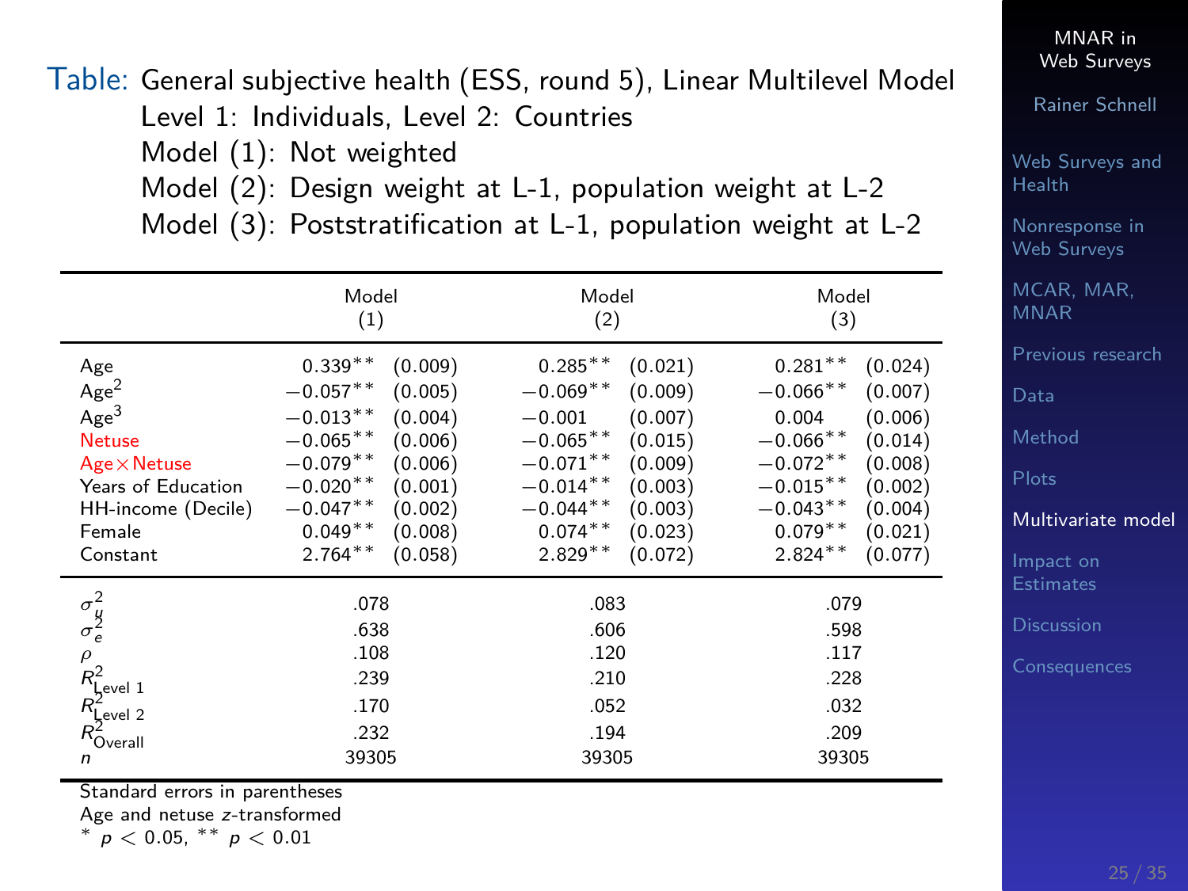Table: General subjective health (ESS, round 5), Linear Multilevel Model
Level 1: Individuals, Level 2: Countries
Model (1): Not weighted
Model (2): Design weight at L-1, population weight at L-2
Model (3): Poststratification at L-1, population weight at L-2

| | Model (1) | | Model (2) | | Model (3) | |
|---|---|---|---|---|---|---|
| Age | $0.339^{**}$ | (0.009) | $0.285^{**}$ | (0.021) | $0.281^{**}$ | (0.024) |
| $\text{Age}^2$ | $-0.057^{**}$ | (0.005) | $-0.069^{**}$ | (0.009) | $-0.066^{**}$ | (0.007) |
| $\text{Age}^3$ | $-0.013^{**}$ | (0.004) | $-0.001$ | (0.007) | $0.004$ | (0.006) |
| Netuse | $-0.065^{**}$ | (0.006) | $-0.065^{**}$ | (0.015) | $-0.066^{**}$ | (0.014) |
| Age × Netuse | $-0.079^{**}$ | (0.006) | $-0.071^{**}$ | (0.009) | $-0.072^{**}$ | (0.008) |
| Years of Education | $-0.020^{**}$ | (0.001) | $-0.014^{**}$ | (0.003) | $-0.015^{**}$ | (0.002) |
| HH-income (Decile) | $-0.047^{**}$ | (0.002) | $-0.044^{**}$ | (0.003) | $-0.043^{**}$ | (0.004) |
| Female | $0.049^{**}$ | (0.008) | $0.074^{**}$ | (0.023) | $0.079^{**}$ | (0.021) |
| Constant | $2.764^{**}$ | (0.058) | $2.829^{**}$ | (0.072) | $2.824^{**}$ | (0.077) |
| $\sigma_u^2$ | .078 | | .083 | | .079 | |
| $\sigma_e^2$ | .638 | | .606 | | .598 | |
| $\rho$ | .108 | | .120 | | .117 | |
| $R^2_{\text{Level 1}}$ | .239 | | .210 | | .228 | |
| $R^2_{\text{Level 2}}$ | .170 | | .052 | | .032 | |
| $R^2_{\text{Overall}}$ | .232 | | .194 | | .209 | |
| $n$ | 39305 | | 39305 | | 39305 | |

Standard errors in parentheses
Age and netuse $z$-transformed
$^{*}$ $p < 0.05$, $^{**}$ $p < 0.01$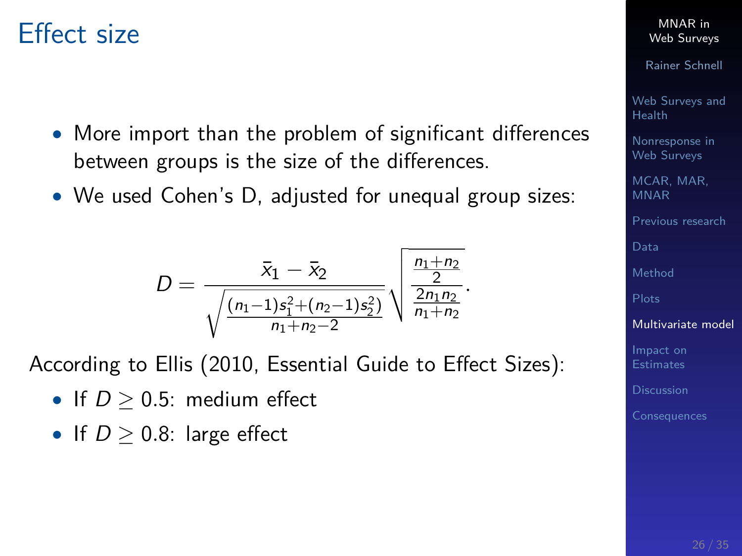# Effect size

- More import than the problem of significant differences between groups is the size of the differences.
- We used Cohen's D, adjusted for unequal group sizes:

$$D = \frac{\bar{x}_1 - \bar{x}_2}{\sqrt{\frac{(n_1-1)s_1^2+(n_2-1)s_2^2)}{n_1+n_2-2}}} \sqrt{\frac{\frac{n_1+n_2}{2}}{\frac{2n_1 n_2}{n_1+n_2}}}.$$

According to Ellis (2010, Essential Guide to Effect Sizes):

- If $D \geq 0.5$: medium effect
- If $D \geq 0.8$: large effect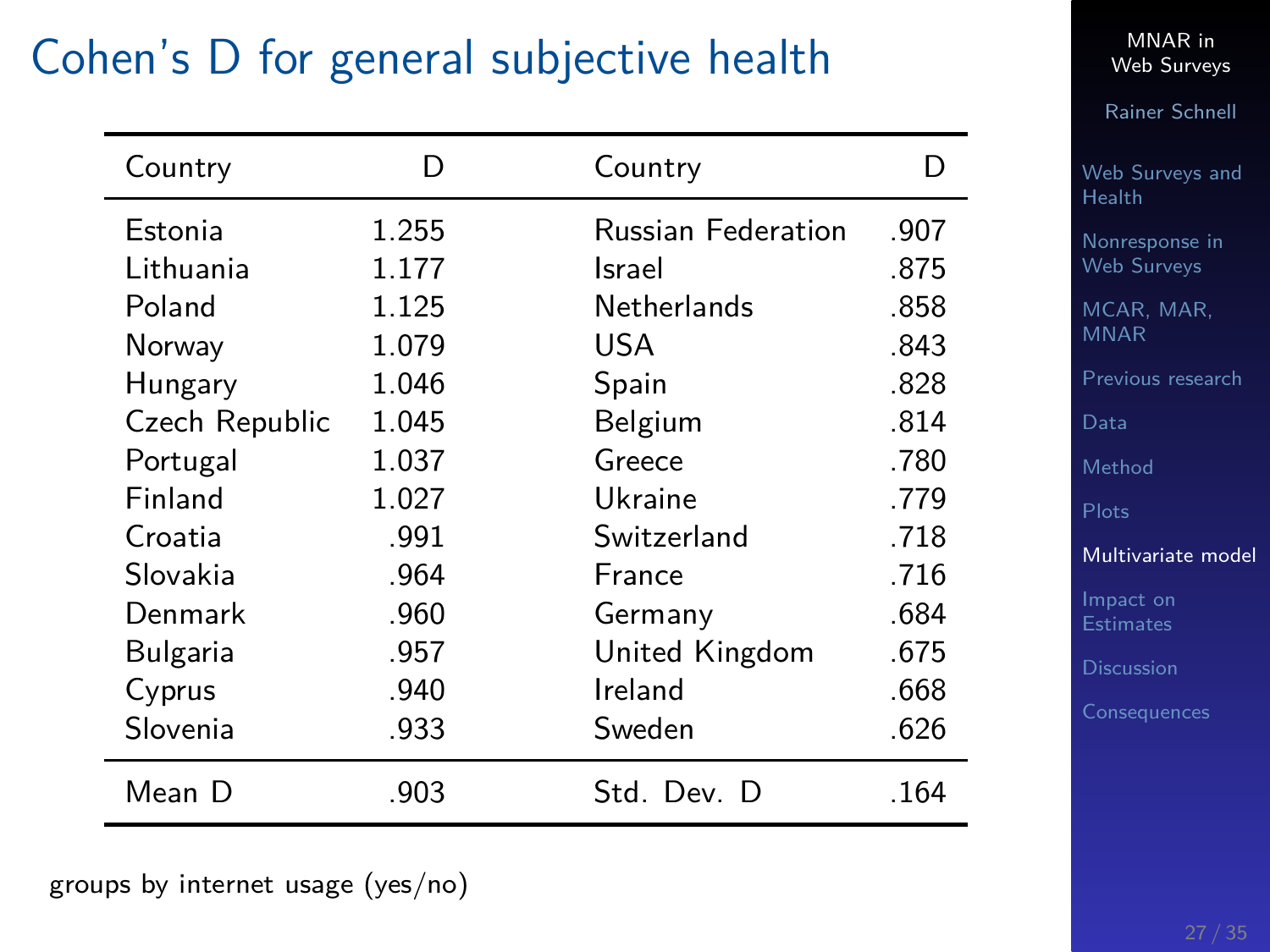# Cohen's D for general subjective health

| Country | D | Country | D |
|---|---|---|---|
| Estonia | 1.255 | Russian Federation | .907 |
| Lithuania | 1.177 | Israel | .875 |
| Poland | 1.125 | Netherlands | .858 |
| Norway | 1.079 | USA | .843 |
| Hungary | 1.046 | Spain | .828 |
| Czech Republic | 1.045 | Belgium | .814 |
| Portugal | 1.037 | Greece | .780 |
| Finland | 1.027 | Ukraine | .779 |
| Croatia | .991 | Switzerland | .718 |
| Slovakia | .964 | France | .716 |
| Denmark | .960 | Germany | .684 |
| Bulgaria | .957 | United Kingdom | .675 |
| Cyprus | .940 | Ireland | .668 |
| Slovenia | .933 | Sweden | .626 |
| Mean D | .903 | Std. Dev. D | .164 |

groups by internet usage (yes/no)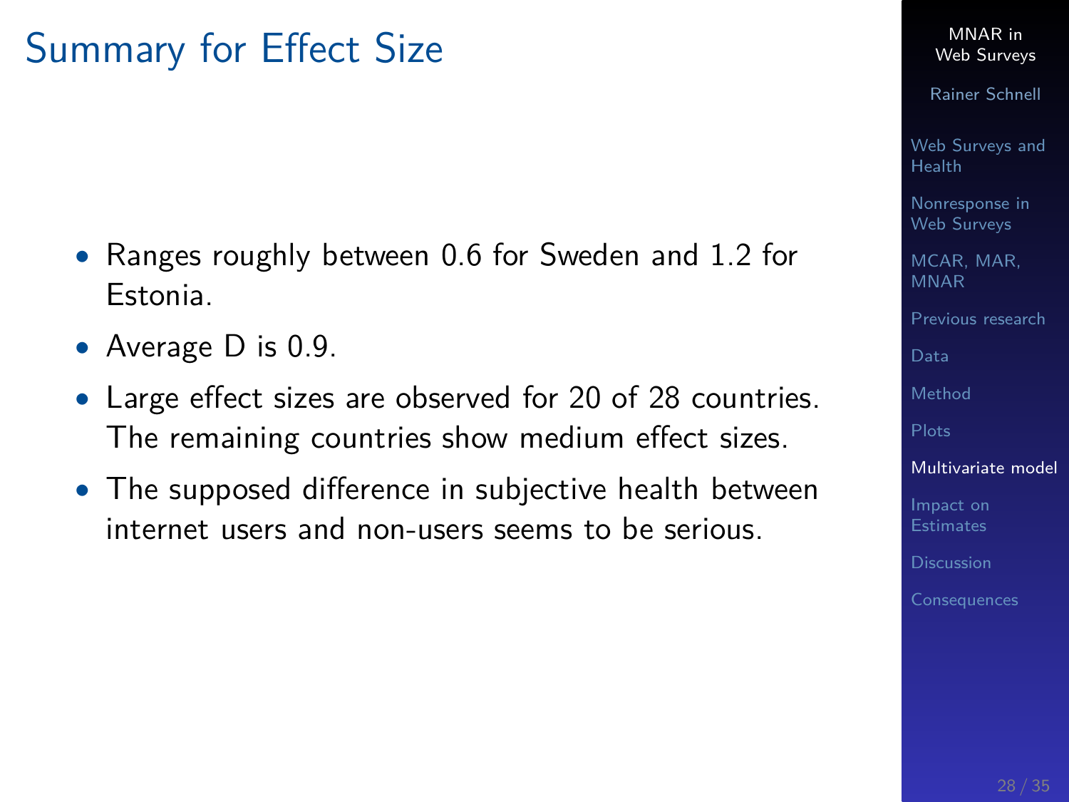# Summary for Effect Size

- Ranges roughly between 0.6 for Sweden and 1.2 for Estonia.
- Average D is 0.9.
- Large effect sizes are observed for 20 of 28 countries. The remaining countries show medium effect sizes.
- The supposed difference in subjective health between internet users and non-users seems to be serious.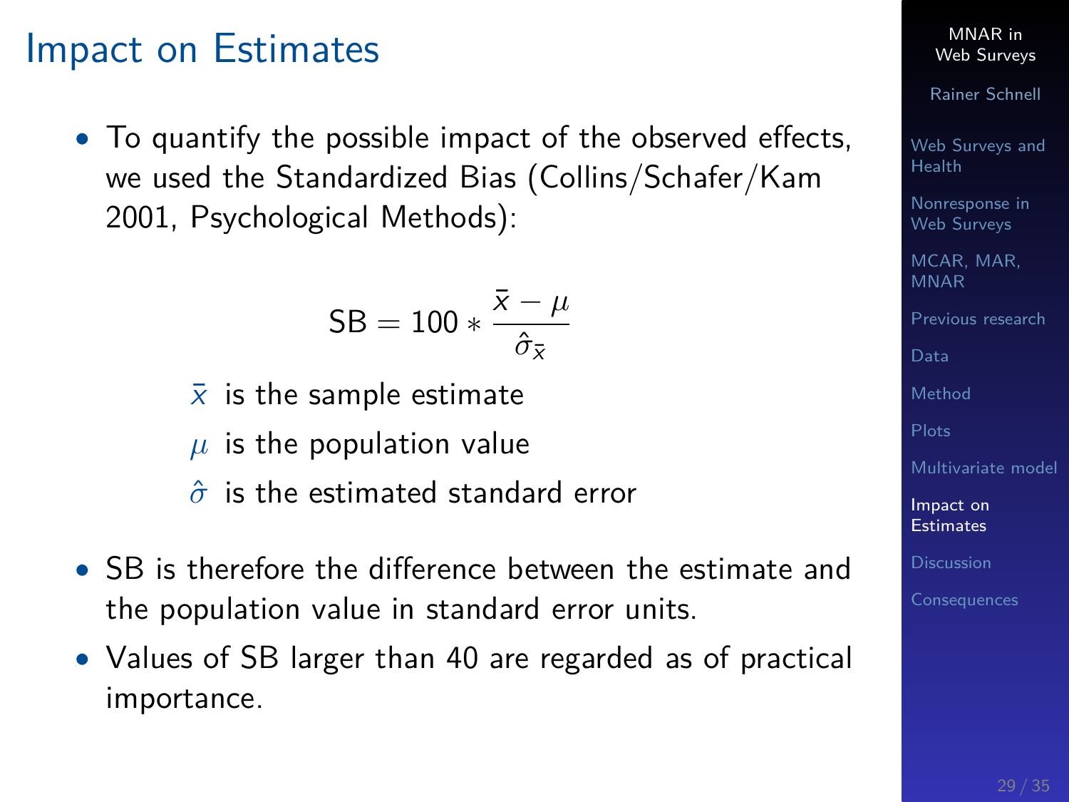# Impact on Estimates

- To quantify the possible impact of the observed effects, we used the Standardized Bias (Collins/Schafer/Kam 2001, Psychological Methods):

$$SB = 100 * \frac{\bar{x} - \mu}{\hat{\sigma}_{\bar{x}}}$$

$\bar{x}$ is the sample estimate

$\mu$ is the population value

$\hat{\sigma}$ is the estimated standard error

- SB is therefore the difference between the estimate and the population value in standard error units.
- Values of SB larger than 40 are regarded as of practical importance.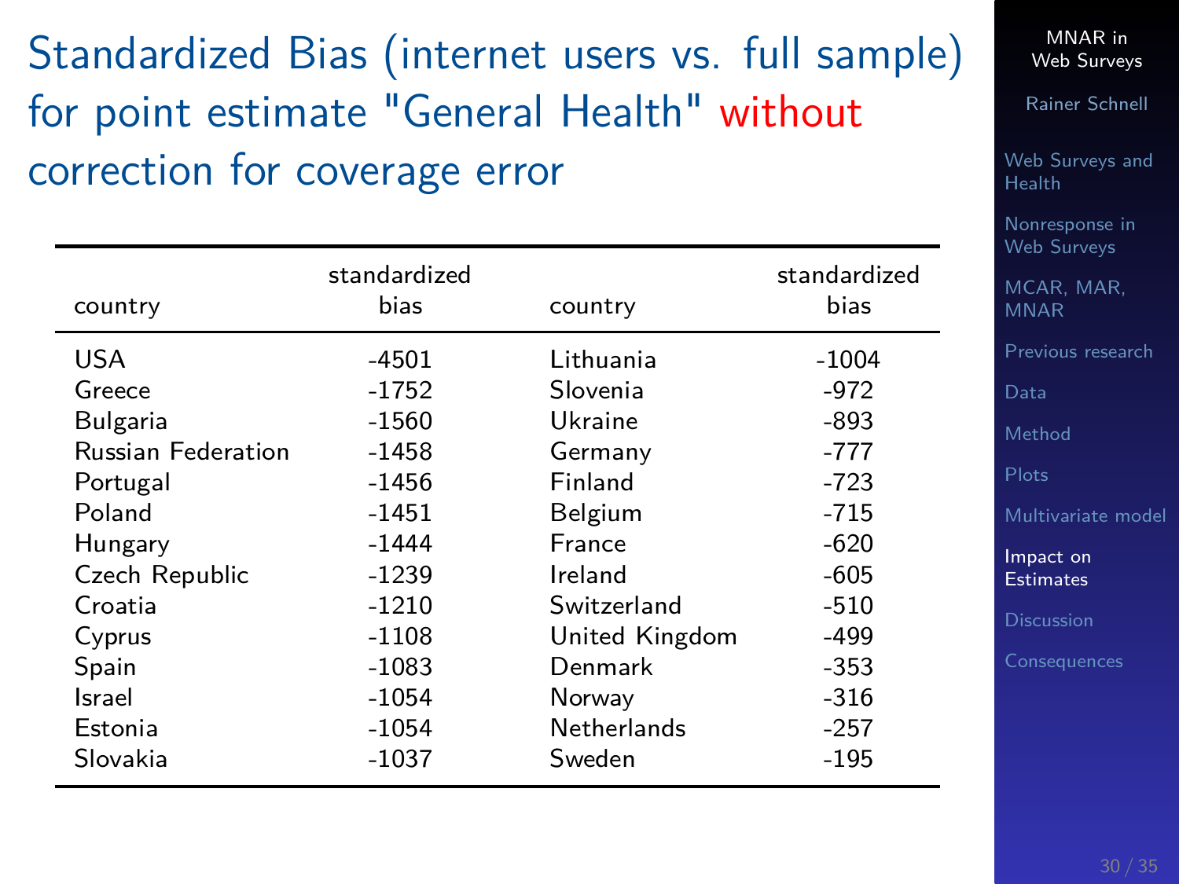# Standardized Bias (internet users vs. full sample) for point estimate "General Health" without correction for coverage error

| country | standardized bias | country | standardized bias |
|---|---|---|---|
| USA | -4501 | Lithuania | -1004 |
| Greece | -1752 | Slovenia | -972 |
| Bulgaria | -1560 | Ukraine | -893 |
| Russian Federation | -1458 | Germany | -777 |
| Portugal | -1456 | Finland | -723 |
| Poland | -1451 | Belgium | -715 |
| Hungary | -1444 | France | -620 |
| Czech Republic | -1239 | Ireland | -605 |
| Croatia | -1210 | Switzerland | -510 |
| Cyprus | -1108 | United Kingdom | -499 |
| Spain | -1083 | Denmark | -353 |
| Israel | -1054 | Norway | -316 |
| Estonia | -1054 | Netherlands | -257 |
| Slovakia | -1037 | Sweden | -195 |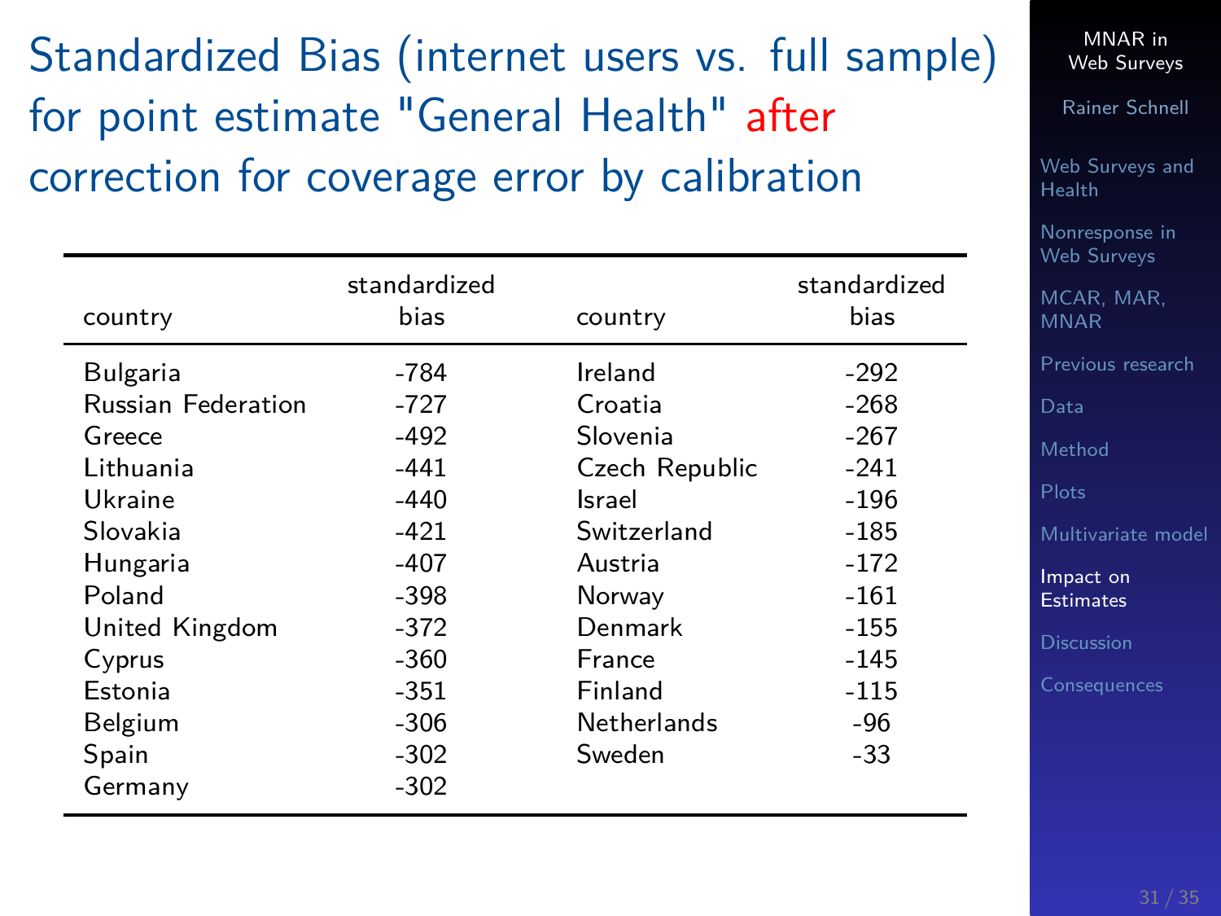# Standardized Bias (internet users vs. full sample) for point estimate "General Health" after correction for coverage error by calibration

| country | standardized bias | country | standardized bias |
|---|---|---|---|
| Bulgaria | -784 | Ireland | -292 |
| Russian Federation | -727 | Croatia | -268 |
| Greece | -492 | Slovenia | -267 |
| Lithuania | -441 | Czech Republic | -241 |
| Ukraine | -440 | Israel | -196 |
| Slovakia | -421 | Switzerland | -185 |
| Hungaria | -407 | Austria | -172 |
| Poland | -398 | Norway | -161 |
| United Kingdom | -372 | Denmark | -155 |
| Cyprus | -360 | France | -145 |
| Estonia | -351 | Finland | -115 |
| Belgium | -306 | Netherlands | -96 |
| Spain | -302 | Sweden | -33 |
| Germany | -302 | | |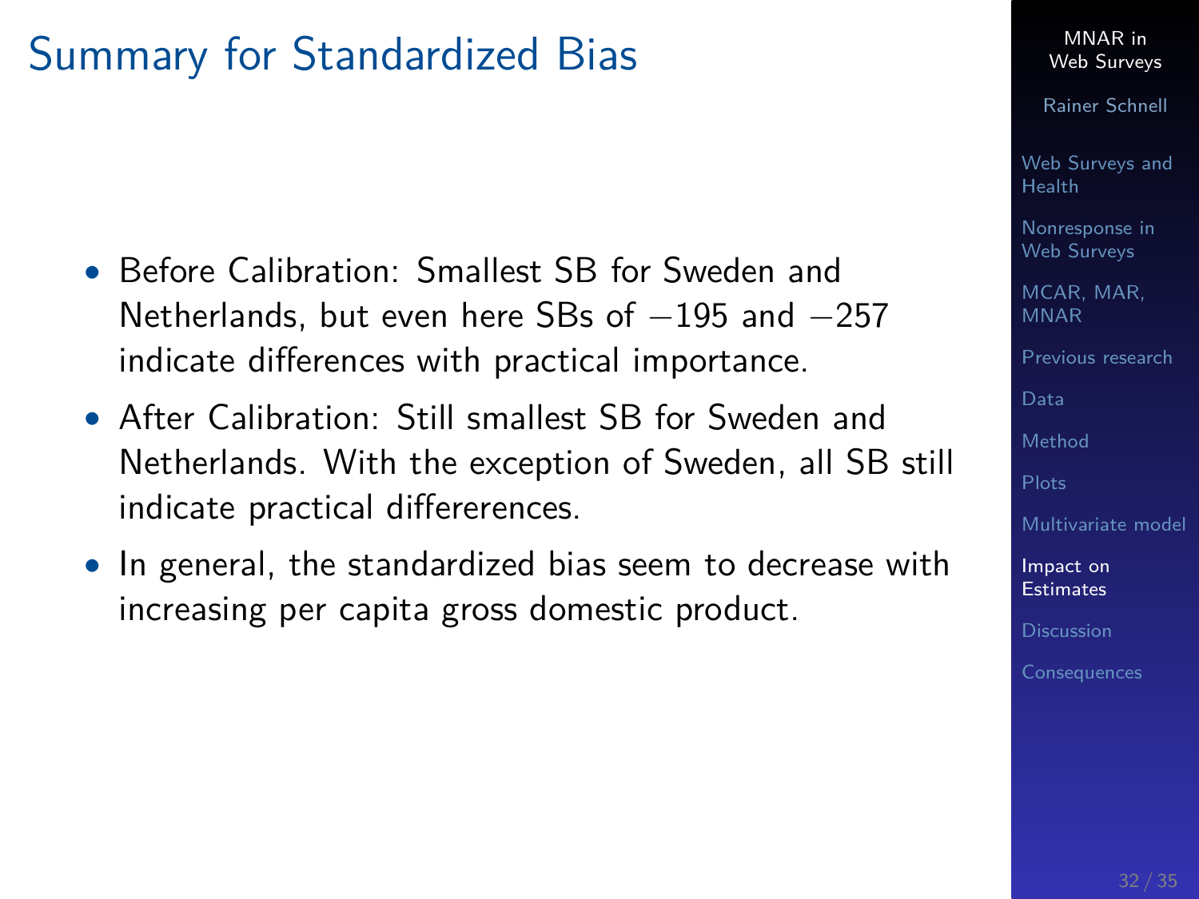# Summary for Standardized Bias

- Before Calibration: Smallest SB for Sweden and Netherlands, but even here SBs of $-195$ and $-257$ indicate differences with practical importance.
- After Calibration: Still smallest SB for Sweden and Netherlands. With the exception of Sweden, all SB still indicate practical differerences.
- In general, the standardized bias seem to decrease with increasing per capita gross domestic product.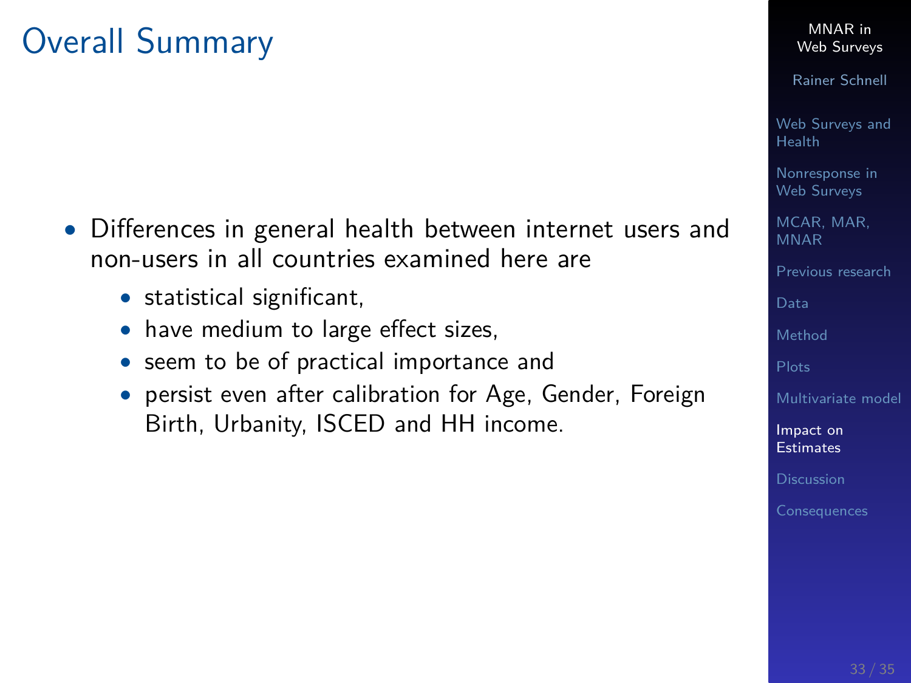# Overall Summary

- Differences in general health between internet users and non-users in all countries examined here are
  - statistical significant,
  - have medium to large effect sizes,
  - seem to be of practical importance and
  - persist even after calibration for Age, Gender, Foreign Birth, Urbanity, ISCED and HH income.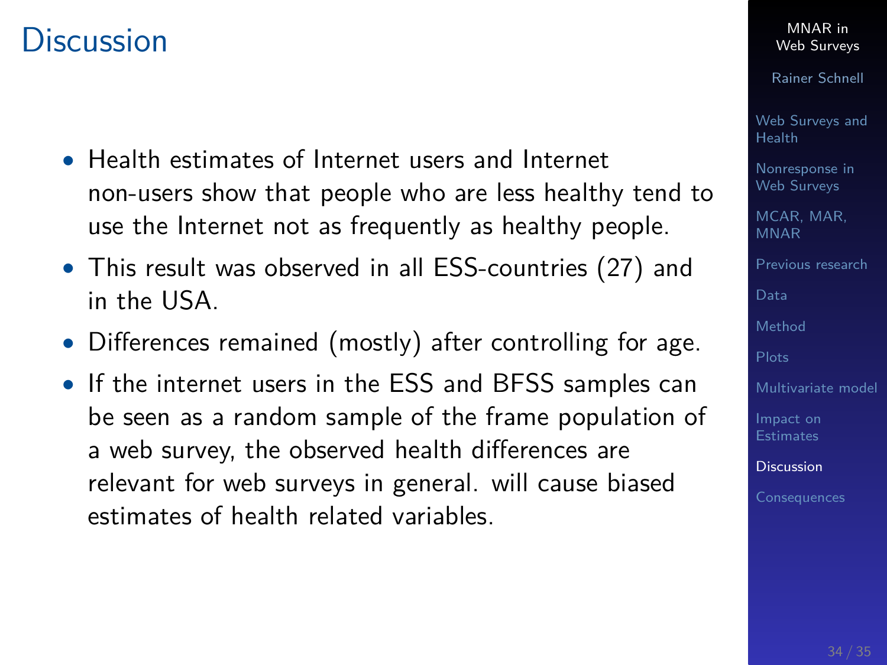# Discussion

- Health estimates of Internet users and Internet non-users show that people who are less healthy tend to use the Internet not as frequently as healthy people.
- This result was observed in all ESS-countries (27) and in the USA.
- Differences remained (mostly) after controlling for age.
- If the internet users in the ESS and BFSS samples can be seen as a random sample of the frame population of a web survey, the observed health differences are relevant for web surveys in general. will cause biased estimates of health related variables.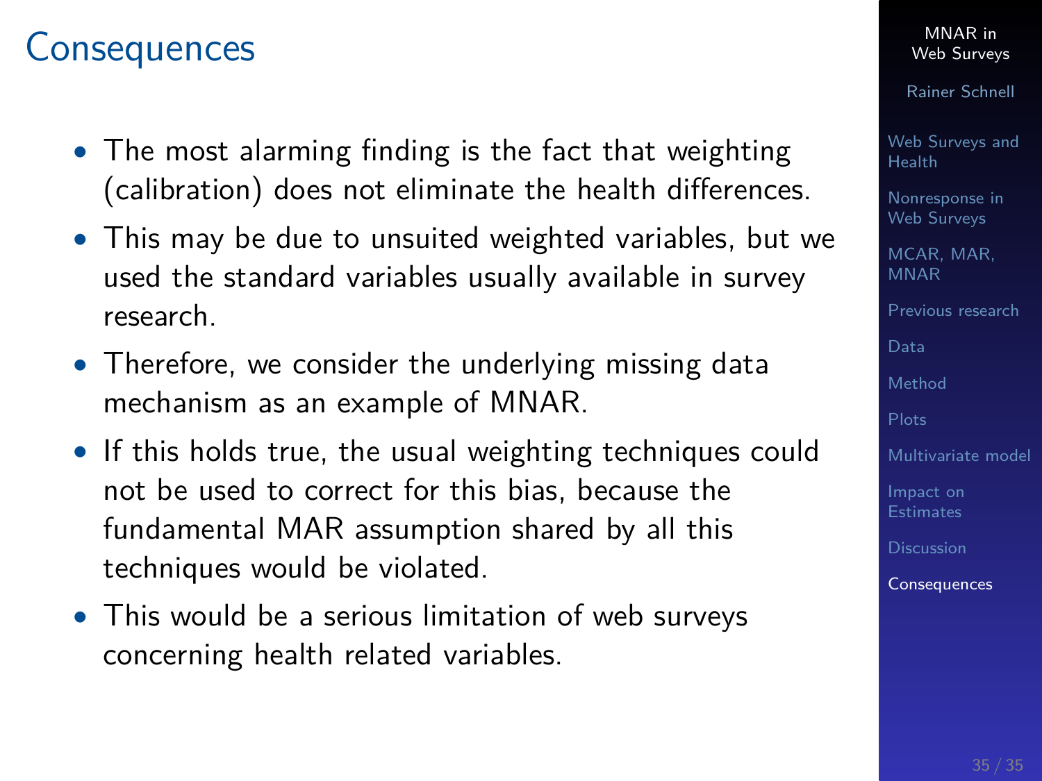## Consequences

- The most alarming finding is the fact that weighting (calibration) does not eliminate the health differences.
- This may be due to unsuited weighted variables, but we used the standard variables usually available in survey research.
- Therefore, we consider the underlying missing data mechanism as an example of MNAR.
- If this holds true, the usual weighting techniques could not be used to correct for this bias, because the fundamental MAR assumption shared by all this techniques would be violated.
- This would be a serious limitation of web surveys concerning health related variables.